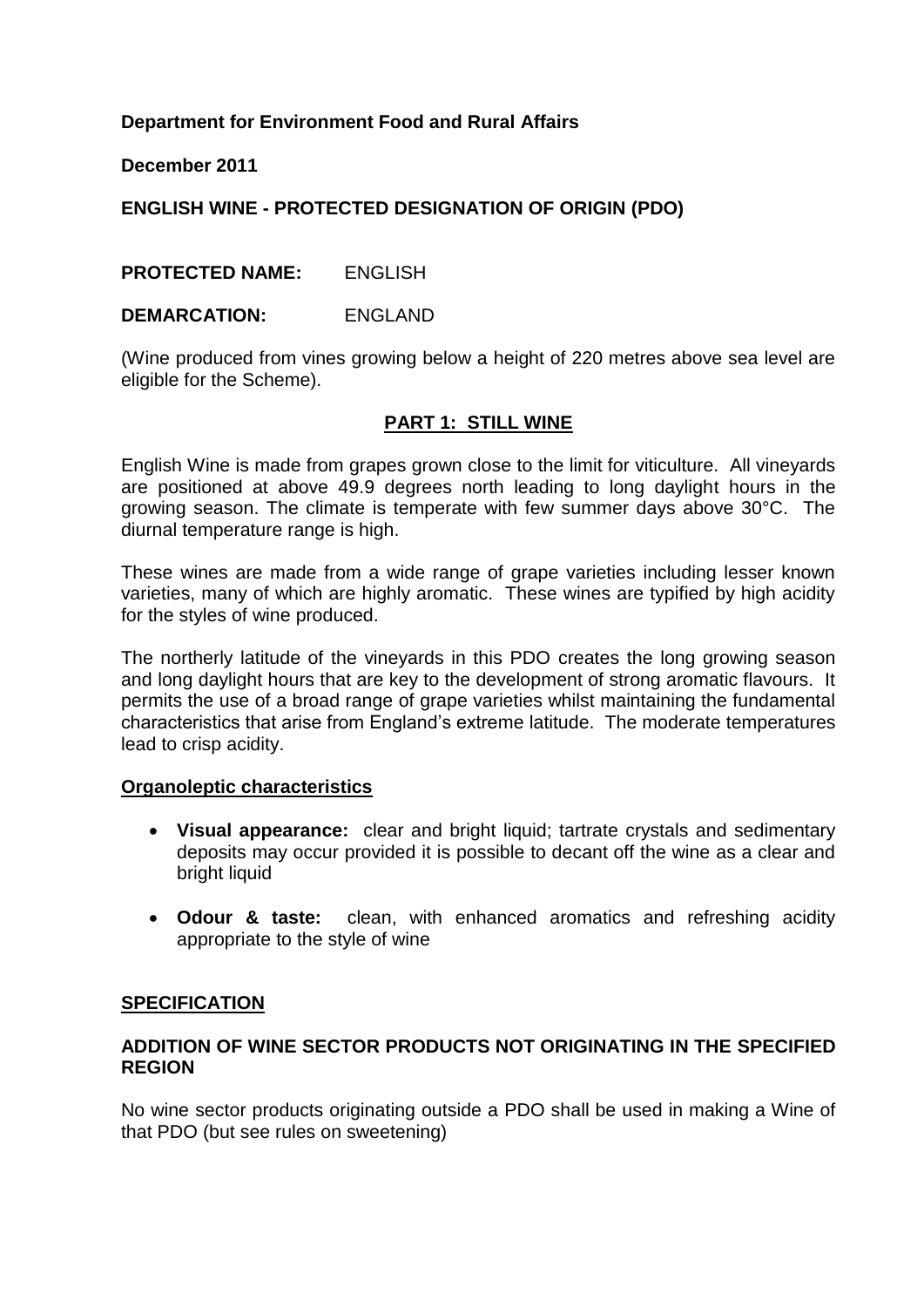**Department for Environment Food and Rural Affairs**

**December 2011**

**ENGLISH WINE - PROTECTED DESIGNATION OF ORIGIN (PDO)**

**PROTECTED NAME:** ENGLISH

**DEMARCATION:** ENGLAND

(Wine produced from vines growing below a height of 220 metres above sea level are eligible for the Scheme).

## PART 1: STILL WINE

English Wine is made from grapes grown close to the limit for viticulture. All vineyards are positioned at above 49.9 degrees north leading to long daylight hours in the growing season. The climate is temperate with few summer days above 30°C. The diurnal temperature range is high.

These wines are made from a wide range of grape varieties including lesser known varieties, many of which are highly aromatic. These wines are typified by high acidity for the styles of wine produced.

The northerly latitude of the vineyards in this PDO creates the long growing season and long daylight hours that are key to the development of strong aromatic flavours. It permits the use of a broad range of grape varieties whilst maintaining the fundamental characteristics that arise from England's extreme latitude. The moderate temperatures lead to crisp acidity.

### Organoleptic characteristics

- **Visual appearance:** clear and bright liquid; tartrate crystals and sedimentary deposits may occur provided it is possible to decant off the wine as a clear and bright liquid
- **Odour & taste:** clean, with enhanced aromatics and refreshing acidity appropriate to the style of wine

### SPECIFICATION

#### ADDITION OF WINE SECTOR PRODUCTS NOT ORIGINATING IN THE SPECIFIED REGION

No wine sector products originating outside a PDO shall be used in making a Wine of that PDO (but see rules on sweetening)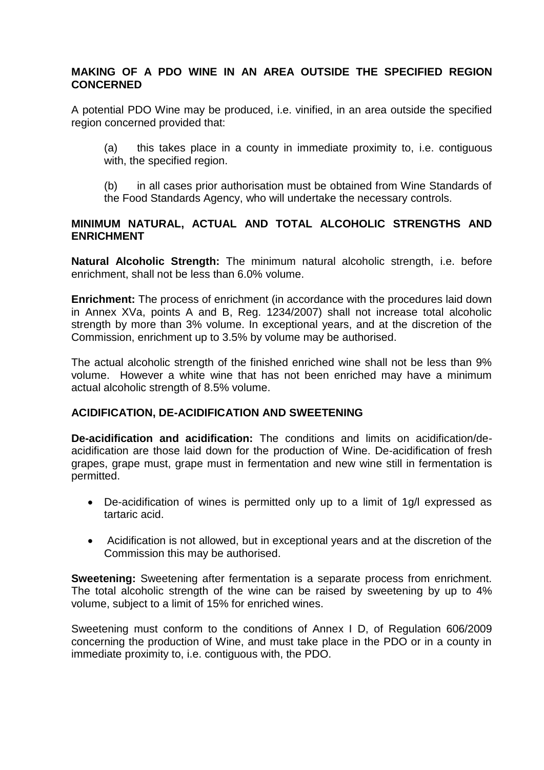## MAKING OF A PDO WINE IN AN AREA OUTSIDE THE SPECIFIED REGION CONCERNED

A potential PDO Wine may be produced, i.e. vinified, in an area outside the specified region concerned provided that:

(a) this takes place in a county in immediate proximity to, i.e. contiguous with, the specified region.

(b) in all cases prior authorisation must be obtained from Wine Standards of the Food Standards Agency, who will undertake the necessary controls.

## MINIMUM NATURAL, ACTUAL AND TOTAL ALCOHOLIC STRENGTHS AND ENRICHMENT

**Natural Alcoholic Strength:** The minimum natural alcoholic strength, i.e. before enrichment, shall not be less than 6.0% volume.

**Enrichment:** The process of enrichment (in accordance with the procedures laid down in Annex XVa, points A and B, Reg. 1234/2007) shall not increase total alcoholic strength by more than 3% volume. In exceptional years, and at the discretion of the Commission, enrichment up to 3.5% by volume may be authorised.

The actual alcoholic strength of the finished enriched wine shall not be less than 9% volume. However a white wine that has not been enriched may have a minimum actual alcoholic strength of 8.5% volume.

## ACIDIFICATION, DE-ACIDIFICATION AND SWEETENING

**De-acidification and acidification:** The conditions and limits on acidification/de-acidification are those laid down for the production of Wine. De-acidification of fresh grapes, grape must, grape must in fermentation and new wine still in fermentation is permitted.

- De-acidification of wines is permitted only up to a limit of 1g/l expressed as tartaric acid.
- Acidification is not allowed, but in exceptional years and at the discretion of the Commission this may be authorised.

**Sweetening:** Sweetening after fermentation is a separate process from enrichment. The total alcoholic strength of the wine can be raised by sweetening by up to 4% volume, subject to a limit of 15% for enriched wines.

Sweetening must conform to the conditions of Annex I D, of Regulation 606/2009 concerning the production of Wine, and must take place in the PDO or in a county in immediate proximity to, i.e. contiguous with, the PDO.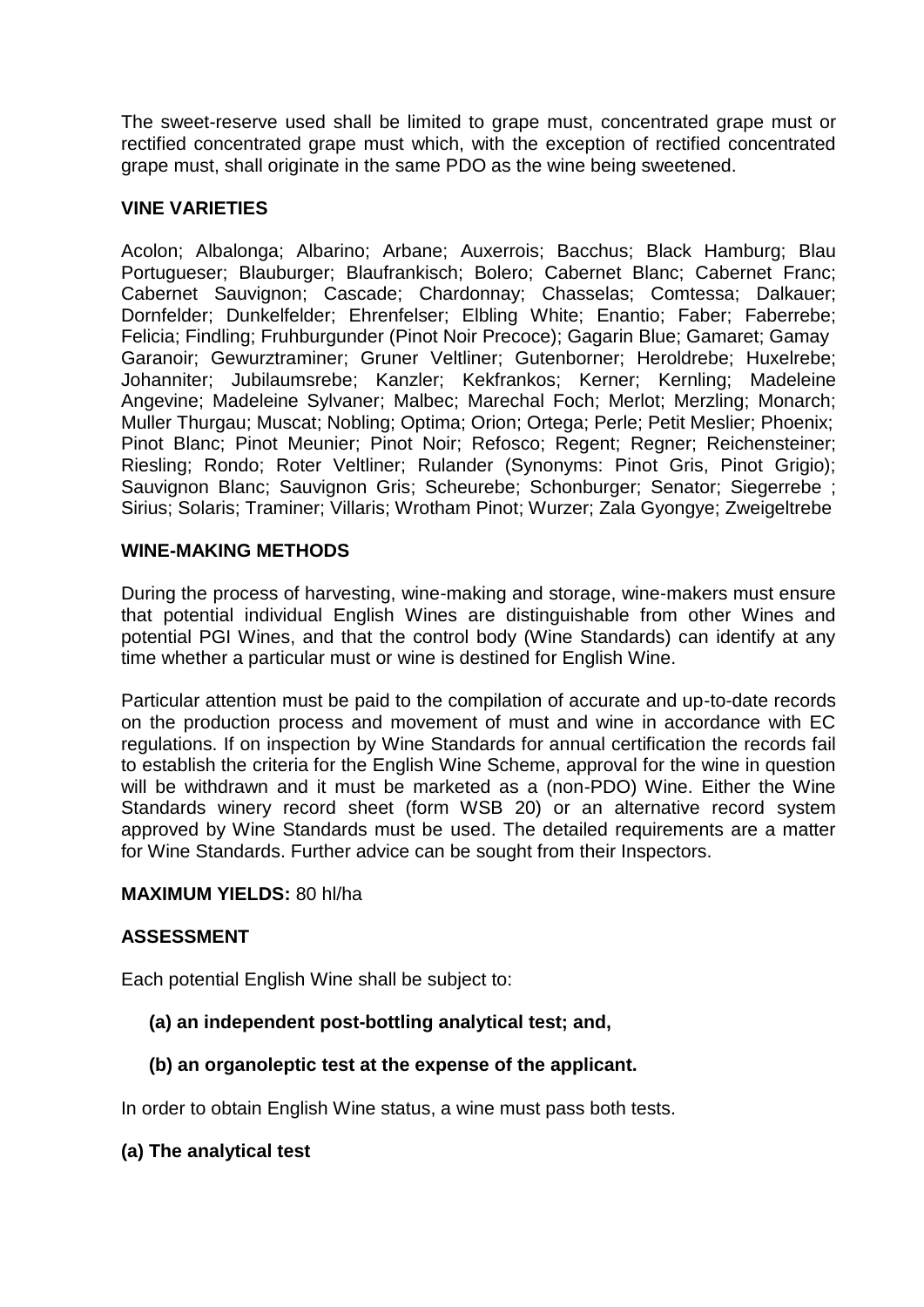The sweet-reserve used shall be limited to grape must, concentrated grape must or rectified concentrated grape must which, with the exception of rectified concentrated grape must, shall originate in the same PDO as the wine being sweetened.

## VINE VARIETIES

Acolon; Albalonga; Albarino; Arbane; Auxerrois; Bacchus; Black Hamburg; Blau Portugueser; Blauburger; Blaufrankisch; Bolero; Cabernet Blanc; Cabernet Franc; Cabernet Sauvignon; Cascade; Chardonnay; Chasselas; Comtessa; Dalkauer; Dornfelder; Dunkelfelder; Ehrenfelser; Elbling White; Enantio; Faber; Faberrebe; Felicia; Findling; Fruhburgunder (Pinot Noir Precoce); Gagarin Blue; Gamaret; Gamay Garanoir; Gewurztraminer; Gruner Veltliner; Gutenborner; Heroldrebe; Huxelrebe; Johanniter; Jubilaumsrebe; Kanzler; Kekfrankos; Kerner; Kernling; Madeleine Angevine; Madeleine Sylvaner; Malbec; Marechal Foch; Merlot; Merzling; Monarch; Muller Thurgau; Muscat; Nobling; Optima; Orion; Ortega; Perle; Petit Meslier; Phoenix; Pinot Blanc; Pinot Meunier; Pinot Noir; Refosco; Regent; Regner; Reichensteiner; Riesling; Rondo; Roter Veltliner; Rulander (Synonyms: Pinot Gris, Pinot Grigio); Sauvignon Blanc; Sauvignon Gris; Scheurebe; Schonburger; Senator; Siegerrebe ; Sirius; Solaris; Traminer; Villaris; Wrotham Pinot; Wurzer; Zala Gyongye; Zweigeltrebe

## WINE-MAKING METHODS

During the process of harvesting, wine-making and storage, wine-makers must ensure that potential individual English Wines are distinguishable from other Wines and potential PGI Wines, and that the control body (Wine Standards) can identify at any time whether a particular must or wine is destined for English Wine.

Particular attention must be paid to the compilation of accurate and up-to-date records on the production process and movement of must and wine in accordance with EC regulations. If on inspection by Wine Standards for annual certification the records fail to establish the criteria for the English Wine Scheme, approval for the wine in question will be withdrawn and it must be marketed as a (non-PDO) Wine. Either the Wine Standards winery record sheet (form WSB 20) or an alternative record system approved by Wine Standards must be used. The detailed requirements are a matter for Wine Standards. Further advice can be sought from their Inspectors.

**MAXIMUM YIELDS:** 80 hl/ha

## ASSESSMENT

Each potential English Wine shall be subject to:

**(a) an independent post-bottling analytical test; and,**

**(b) an organoleptic test at the expense of the applicant.**

In order to obtain English Wine status, a wine must pass both tests.

### (a) The analytical test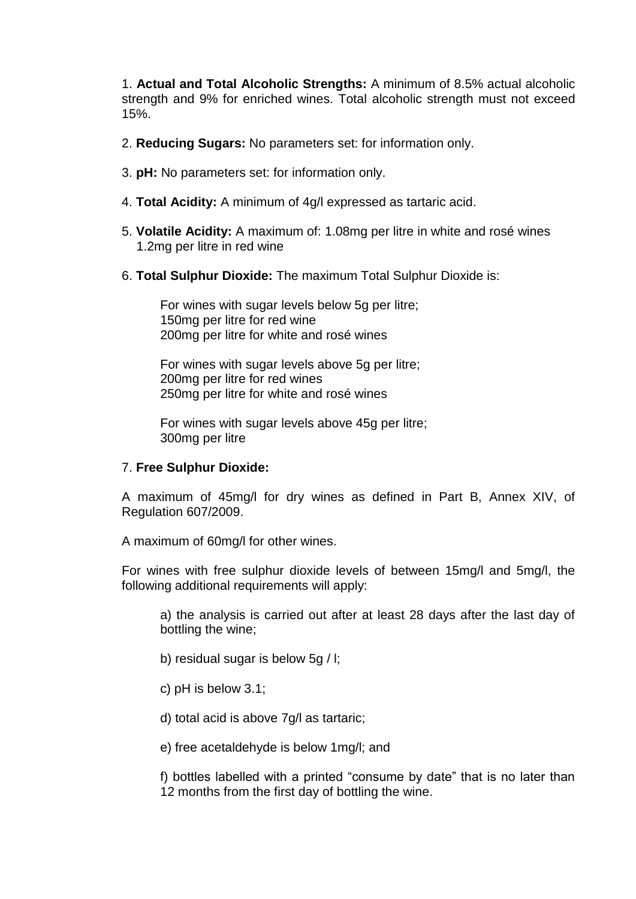1. **Actual and Total Alcoholic Strengths:** A minimum of 8.5% actual alcoholic strength and 9% for enriched wines. Total alcoholic strength must not exceed 15%.

2. **Reducing Sugars:** No parameters set: for information only.

3. **pH:** No parameters set: for information only.

4. **Total Acidity:** A minimum of 4g/l expressed as tartaric acid.

5. **Volatile Acidity:** A maximum of: 1.08mg per litre in white and rosé wines
   1.2mg per litre in red wine

6. **Total Sulphur Dioxide:** The maximum Total Sulphur Dioxide is:

   For wines with sugar levels below 5g per litre;
   150mg per litre for red wine
   200mg per litre for white and rosé wines

   For wines with sugar levels above 5g per litre;
   200mg per litre for red wines
   250mg per litre for white and rosé wines

   For wines with sugar levels above 45g per litre;
   300mg per litre

7. **Free Sulphur Dioxide:**

A maximum of 45mg/l for dry wines as defined in Part B, Annex XIV, of Regulation 607/2009.

A maximum of 60mg/l for other wines.

For wines with free sulphur dioxide levels of between 15mg/l and 5mg/l, the following additional requirements will apply:

> a) the analysis is carried out after at least 28 days after the last day of bottling the wine;
>
> b) residual sugar is below 5g / l;
>
> c) pH is below 3.1;
>
> d) total acid is above 7g/l as tartaric;
>
> e) free acetaldehyde is below 1mg/l; and
>
> f) bottles labelled with a printed "consume by date" that is no later than 12 months from the first day of bottling the wine.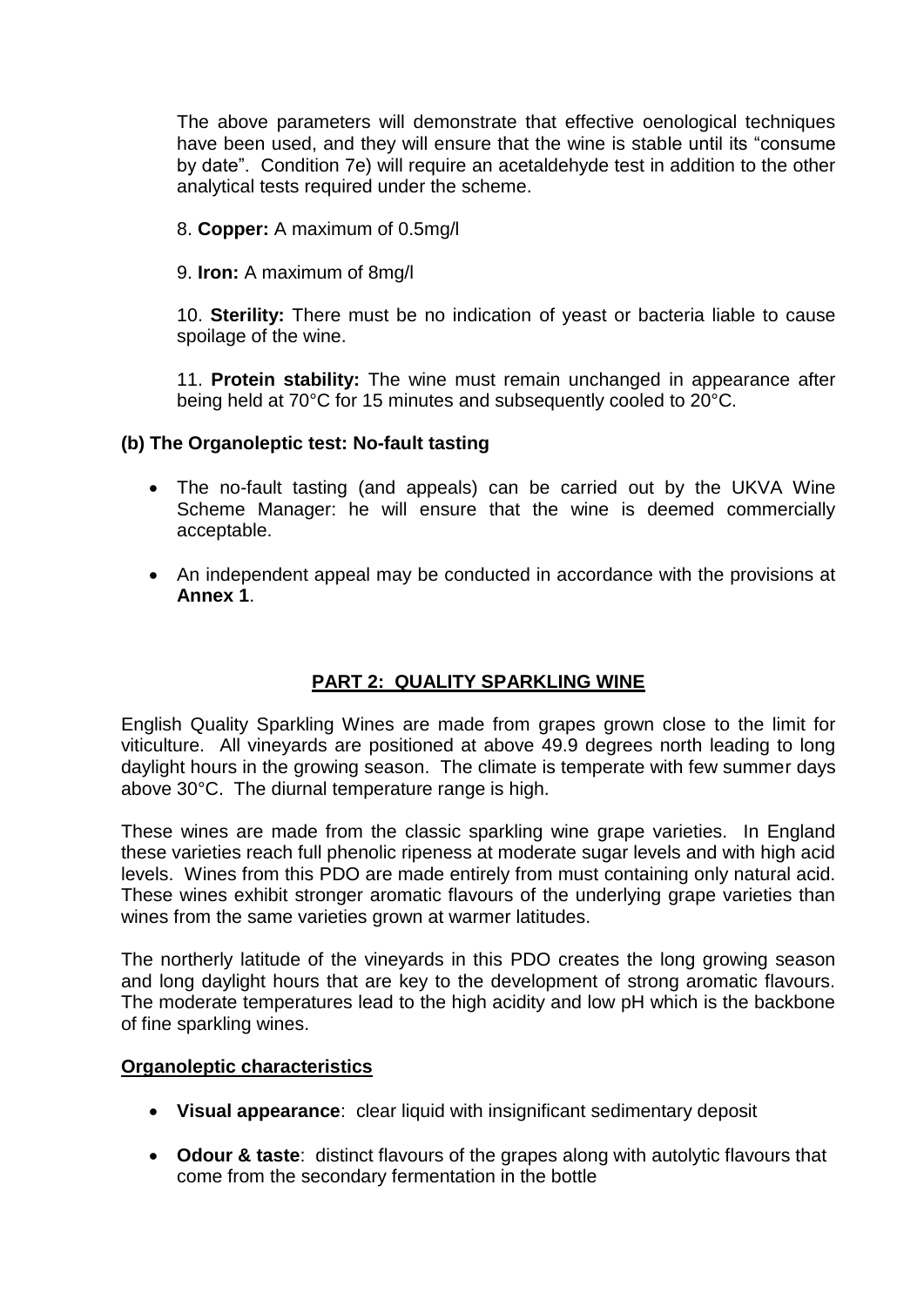The above parameters will demonstrate that effective oenological techniques have been used, and they will ensure that the wine is stable until its "consume by date". Condition 7e) will require an acetaldehyde test in addition to the other analytical tests required under the scheme.

8. **Copper:** A maximum of 0.5mg/l

9. **Iron:** A maximum of 8mg/l

10. **Sterility:** There must be no indication of yeast or bacteria liable to cause spoilage of the wine.

11. **Protein stability:** The wine must remain unchanged in appearance after being held at 70°C for 15 minutes and subsequently cooled to 20°C.

### (b) The Organoleptic test: No-fault tasting

- The no-fault tasting (and appeals) can be carried out by the UKVA Wine Scheme Manager: he will ensure that the wine is deemed commercially acceptable.
- An independent appeal may be conducted in accordance with the provisions at **Annex 1**.

## PART 2: QUALITY SPARKLING WINE

English Quality Sparkling Wines are made from grapes grown close to the limit for viticulture. All vineyards are positioned at above 49.9 degrees north leading to long daylight hours in the growing season. The climate is temperate with few summer days above 30°C. The diurnal temperature range is high.

These wines are made from the classic sparkling wine grape varieties. In England these varieties reach full phenolic ripeness at moderate sugar levels and with high acid levels. Wines from this PDO are made entirely from must containing only natural acid. These wines exhibit stronger aromatic flavours of the underlying grape varieties than wines from the same varieties grown at warmer latitudes.

The northerly latitude of the vineyards in this PDO creates the long growing season and long daylight hours that are key to the development of strong aromatic flavours. The moderate temperatures lead to the high acidity and low pH which is the backbone of fine sparkling wines.

### Organoleptic characteristics

- **Visual appearance**: clear liquid with insignificant sedimentary deposit
- **Odour & taste**: distinct flavours of the grapes along with autolytic flavours that come from the secondary fermentation in the bottle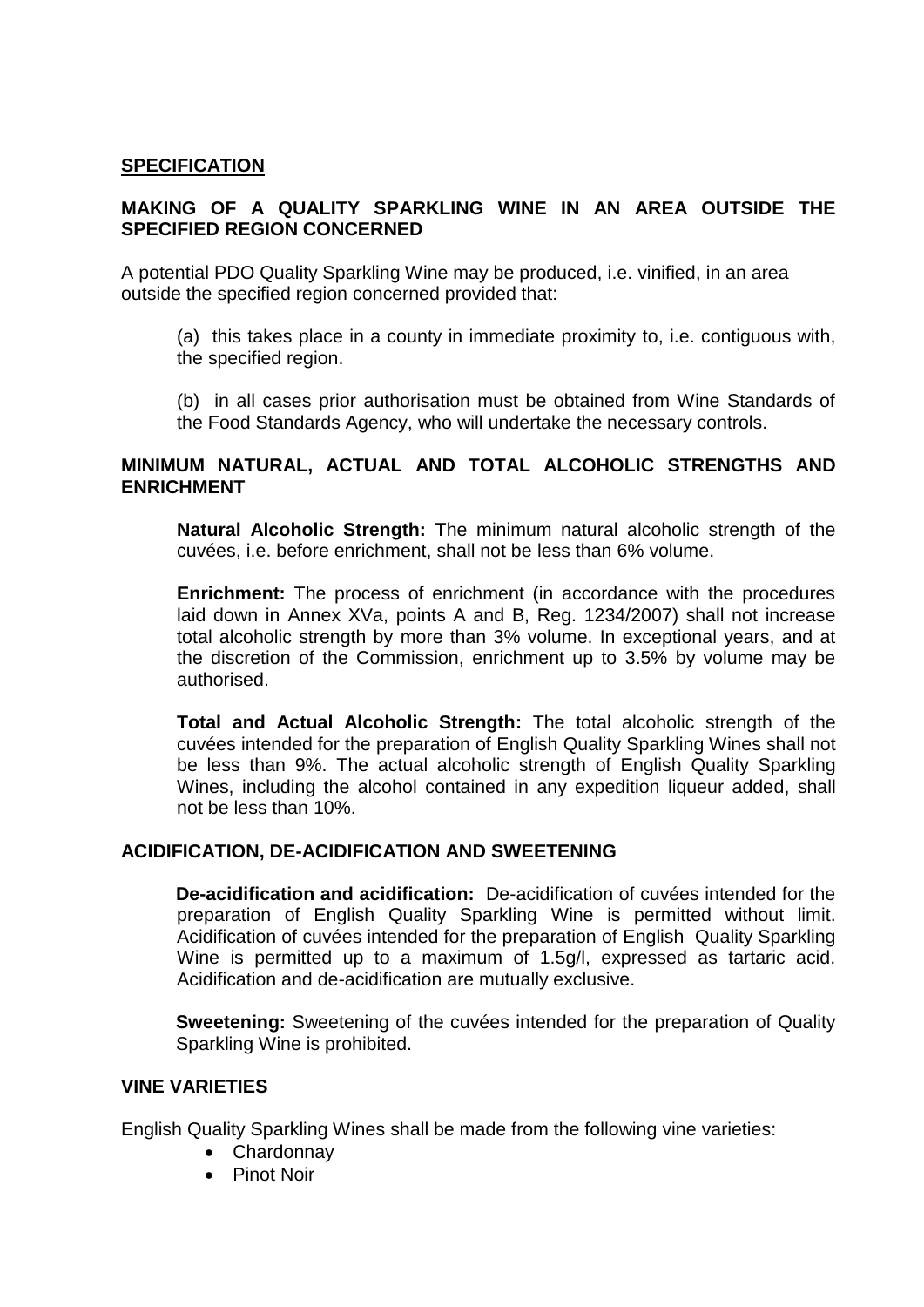## SPECIFICATION

### MAKING OF A QUALITY SPARKLING WINE IN AN AREA OUTSIDE THE SPECIFIED REGION CONCERNED

A potential PDO Quality Sparkling Wine may be produced, i.e. vinified, in an area outside the specified region concerned provided that:

(a) this takes place in a county in immediate proximity to, i.e. contiguous with, the specified region.

(b) in all cases prior authorisation must be obtained from Wine Standards of the Food Standards Agency, who will undertake the necessary controls.

### MINIMUM NATURAL, ACTUAL AND TOTAL ALCOHOLIC STRENGTHS AND ENRICHMENT

**Natural Alcoholic Strength:** The minimum natural alcoholic strength of the cuvées, i.e. before enrichment, shall not be less than 6% volume.

**Enrichment:** The process of enrichment (in accordance with the procedures laid down in Annex XVa, points A and B, Reg. 1234/2007) shall not increase total alcoholic strength by more than 3% volume. In exceptional years, and at the discretion of the Commission, enrichment up to 3.5% by volume may be authorised.

**Total and Actual Alcoholic Strength:** The total alcoholic strength of the cuvées intended for the preparation of English Quality Sparkling Wines shall not be less than 9%. The actual alcoholic strength of English Quality Sparkling Wines, including the alcohol contained in any expedition liqueur added, shall not be less than 10%.

### ACIDIFICATION, DE-ACIDIFICATION AND SWEETENING

**De-acidification and acidification:** De-acidification of cuvées intended for the preparation of English Quality Sparkling Wine is permitted without limit. Acidification of cuvées intended for the preparation of English Quality Sparkling Wine is permitted up to a maximum of 1.5g/l, expressed as tartaric acid. Acidification and de-acidification are mutually exclusive.

**Sweetening:** Sweetening of the cuvées intended for the preparation of Quality Sparkling Wine is prohibited.

### VINE VARIETIES

English Quality Sparkling Wines shall be made from the following vine varieties:

- Chardonnay
- Pinot Noir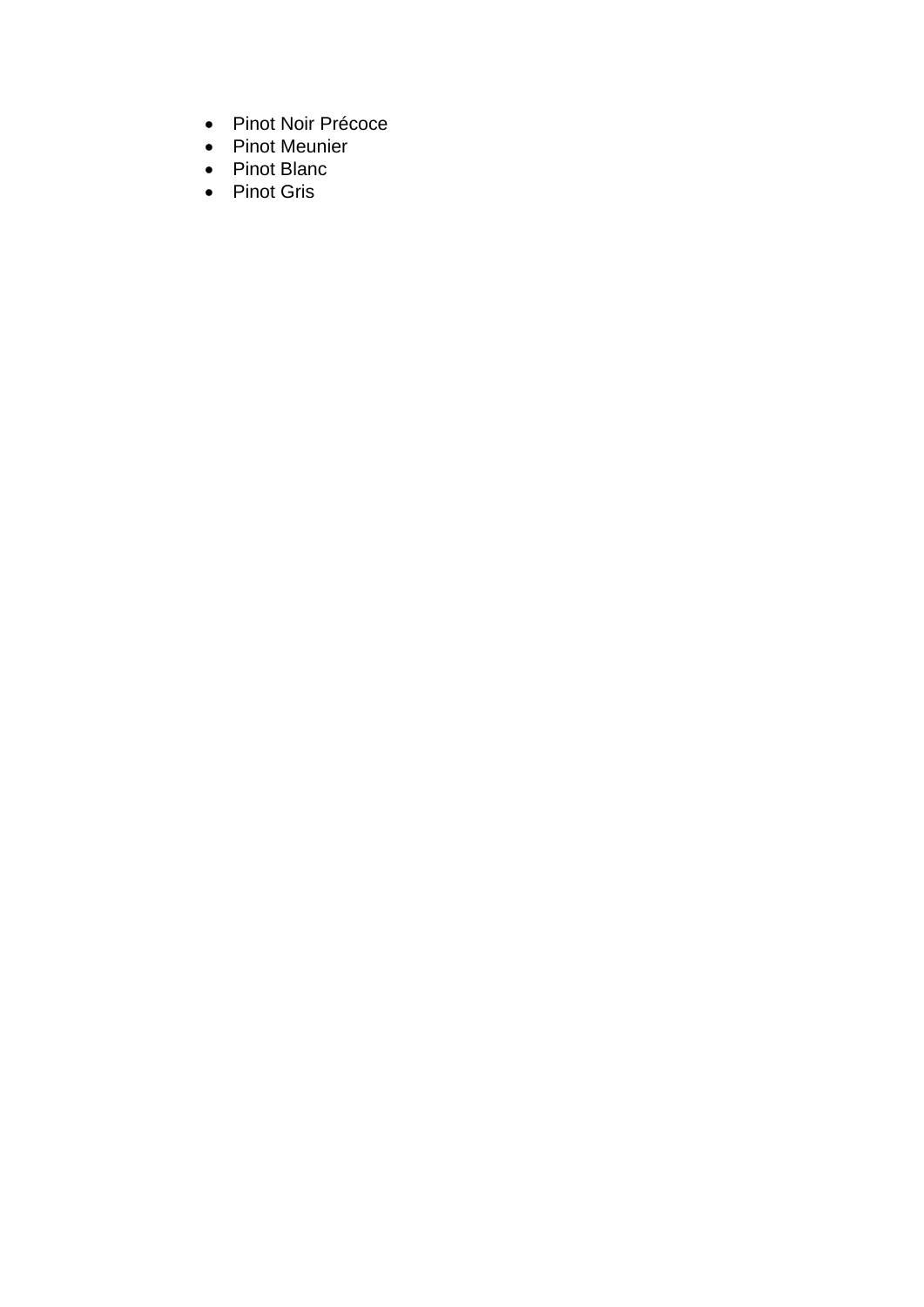- Pinot Noir Précoce
- Pinot Meunier
- Pinot Blanc
- Pinot Gris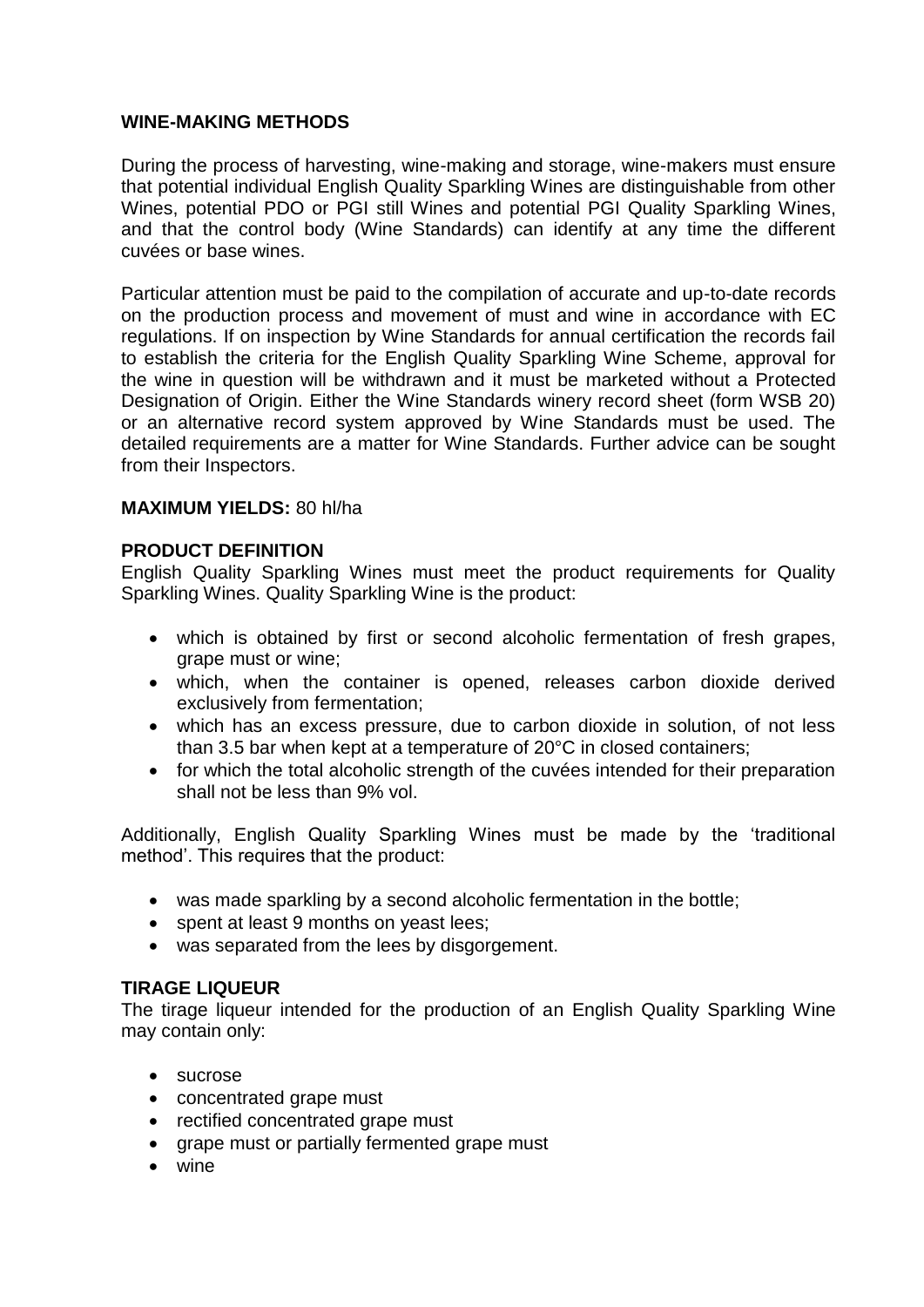**WINE-MAKING METHODS**

During the process of harvesting, wine-making and storage, wine-makers must ensure that potential individual English Quality Sparkling Wines are distinguishable from other Wines, potential PDO or PGI still Wines and potential PGI Quality Sparkling Wines, and that the control body (Wine Standards) can identify at any time the different cuvées or base wines.

Particular attention must be paid to the compilation of accurate and up-to-date records on the production process and movement of must and wine in accordance with EC regulations. If on inspection by Wine Standards for annual certification the records fail to establish the criteria for the English Quality Sparkling Wine Scheme, approval for the wine in question will be withdrawn and it must be marketed without a Protected Designation of Origin. Either the Wine Standards winery record sheet (form WSB 20) or an alternative record system approved by Wine Standards must be used. The detailed requirements are a matter for Wine Standards. Further advice can be sought from their Inspectors.

**MAXIMUM YIELDS:** 80 hl/ha

**PRODUCT DEFINITION**

English Quality Sparkling Wines must meet the product requirements for Quality Sparkling Wines. Quality Sparkling Wine is the product:

- which is obtained by first or second alcoholic fermentation of fresh grapes, grape must or wine;
- which, when the container is opened, releases carbon dioxide derived exclusively from fermentation;
- which has an excess pressure, due to carbon dioxide in solution, of not less than 3.5 bar when kept at a temperature of 20°C in closed containers;
- for which the total alcoholic strength of the cuvées intended for their preparation shall not be less than 9% vol.

Additionally, English Quality Sparkling Wines must be made by the 'traditional method'. This requires that the product:

- was made sparkling by a second alcoholic fermentation in the bottle;
- spent at least 9 months on yeast lees;
- was separated from the lees by disgorgement.

**TIRAGE LIQUEUR**

The tirage liqueur intended for the production of an English Quality Sparkling Wine may contain only:

- sucrose
- concentrated grape must
- rectified concentrated grape must
- grape must or partially fermented grape must
- wine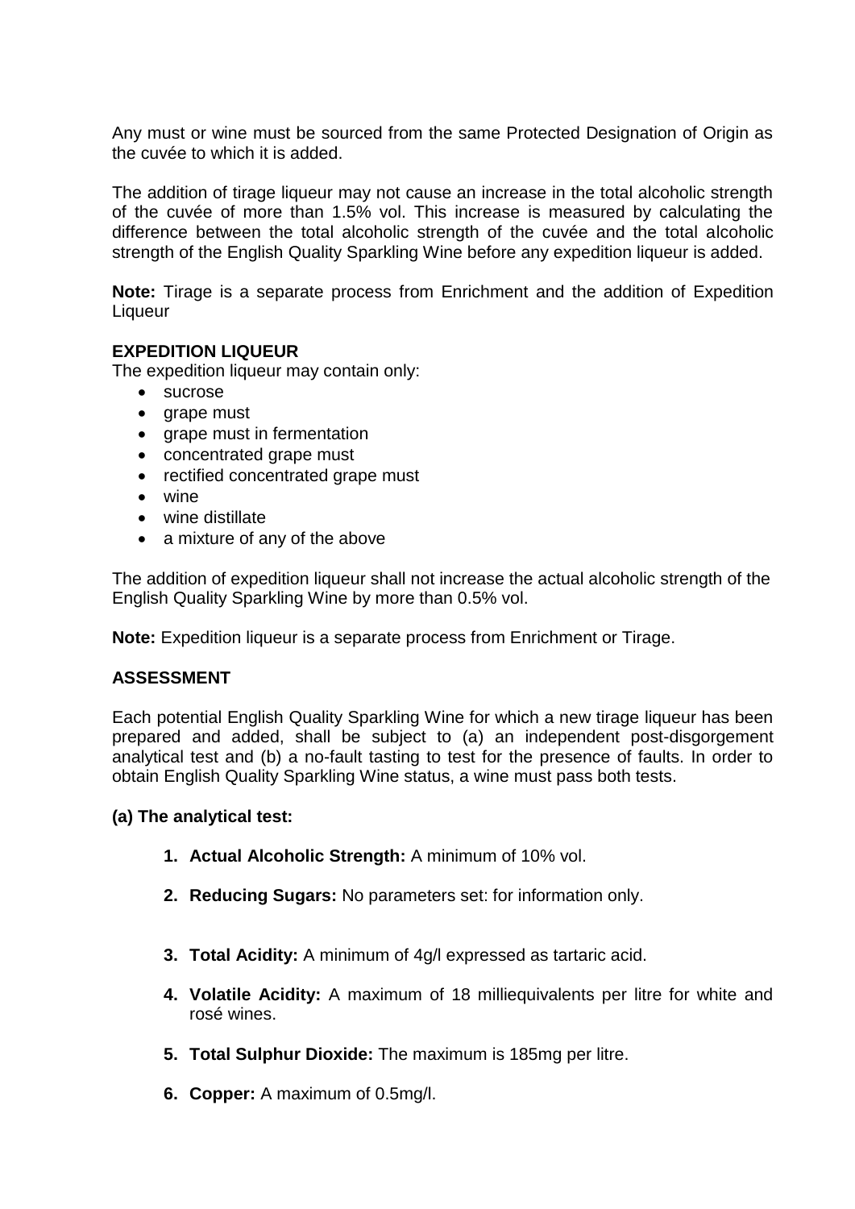Any must or wine must be sourced from the same Protected Designation of Origin as the cuvée to which it is added.

The addition of tirage liqueur may not cause an increase in the total alcoholic strength of the cuvée of more than 1.5% vol. This increase is measured by calculating the difference between the total alcoholic strength of the cuvée and the total alcoholic strength of the English Quality Sparkling Wine before any expedition liqueur is added.

**Note:** Tirage is a separate process from Enrichment and the addition of Expedition Liqueur

**EXPEDITION LIQUEUR**

The expedition liqueur may contain only:

- sucrose
- grape must
- grape must in fermentation
- concentrated grape must
- rectified concentrated grape must
- wine
- wine distillate
- a mixture of any of the above

The addition of expedition liqueur shall not increase the actual alcoholic strength of the English Quality Sparkling Wine by more than 0.5% vol.

**Note:** Expedition liqueur is a separate process from Enrichment or Tirage.

**ASSESSMENT**

Each potential English Quality Sparkling Wine for which a new tirage liqueur has been prepared and added, shall be subject to (a) an independent post-disgorgement analytical test and (b) a no-fault tasting to test for the presence of faults. In order to obtain English Quality Sparkling Wine status, a wine must pass both tests.

**(a) The analytical test:**

1. **Actual Alcoholic Strength:** A minimum of 10% vol.
2. **Reducing Sugars:** No parameters set: for information only.
3. **Total Acidity:** A minimum of 4g/l expressed as tartaric acid.
4. **Volatile Acidity:** A maximum of 18 milliequivalents per litre for white and rosé wines.
5. **Total Sulphur Dioxide:** The maximum is 185mg per litre.
6. **Copper:** A maximum of 0.5mg/l.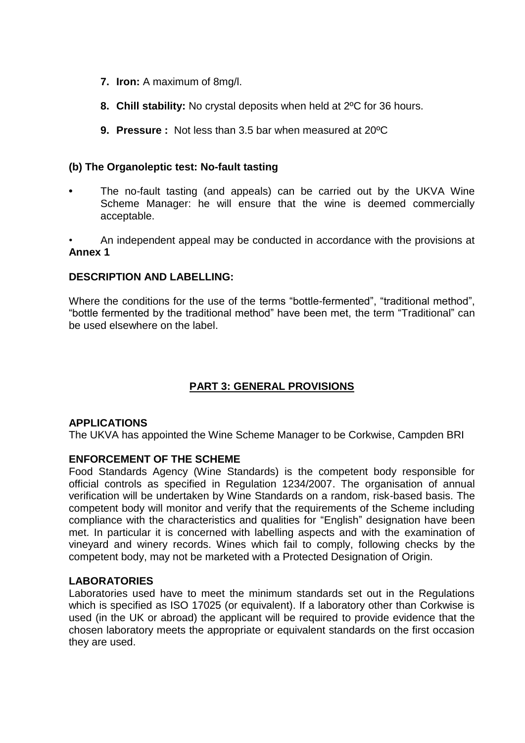7. **Iron:** A maximum of 8mg/l.

8. **Chill stability:** No crystal deposits when held at 2ºC for 36 hours.

9. **Pressure :** Not less than 3.5 bar when measured at 20ºC

### (b) The Organoleptic test: No-fault tasting

- The no-fault tasting (and appeals) can be carried out by the UKVA Wine Scheme Manager: he will ensure that the wine is deemed commercially acceptable.

- An independent appeal may be conducted in accordance with the provisions at **Annex 1**

### DESCRIPTION AND LABELLING:

Where the conditions for the use of the terms "bottle-fermented", "traditional method", "bottle fermented by the traditional method" have been met, the term "Traditional" can be used elsewhere on the label.

## PART 3: GENERAL PROVISIONS

### APPLICATIONS

The UKVA has appointed the Wine Scheme Manager to be Corkwise, Campden BRI

### ENFORCEMENT OF THE SCHEME

Food Standards Agency (Wine Standards) is the competent body responsible for official controls as specified in Regulation 1234/2007. The organisation of annual verification will be undertaken by Wine Standards on a random, risk-based basis. The competent body will monitor and verify that the requirements of the Scheme including compliance with the characteristics and qualities for "English" designation have been met. In particular it is concerned with labelling aspects and with the examination of vineyard and winery records. Wines which fail to comply, following checks by the competent body, may not be marketed with a Protected Designation of Origin.

### LABORATORIES

Laboratories used have to meet the minimum standards set out in the Regulations which is specified as ISO 17025 (or equivalent). If a laboratory other than Corkwise is used (in the UK or abroad) the applicant will be required to provide evidence that the chosen laboratory meets the appropriate or equivalent standards on the first occasion they are used.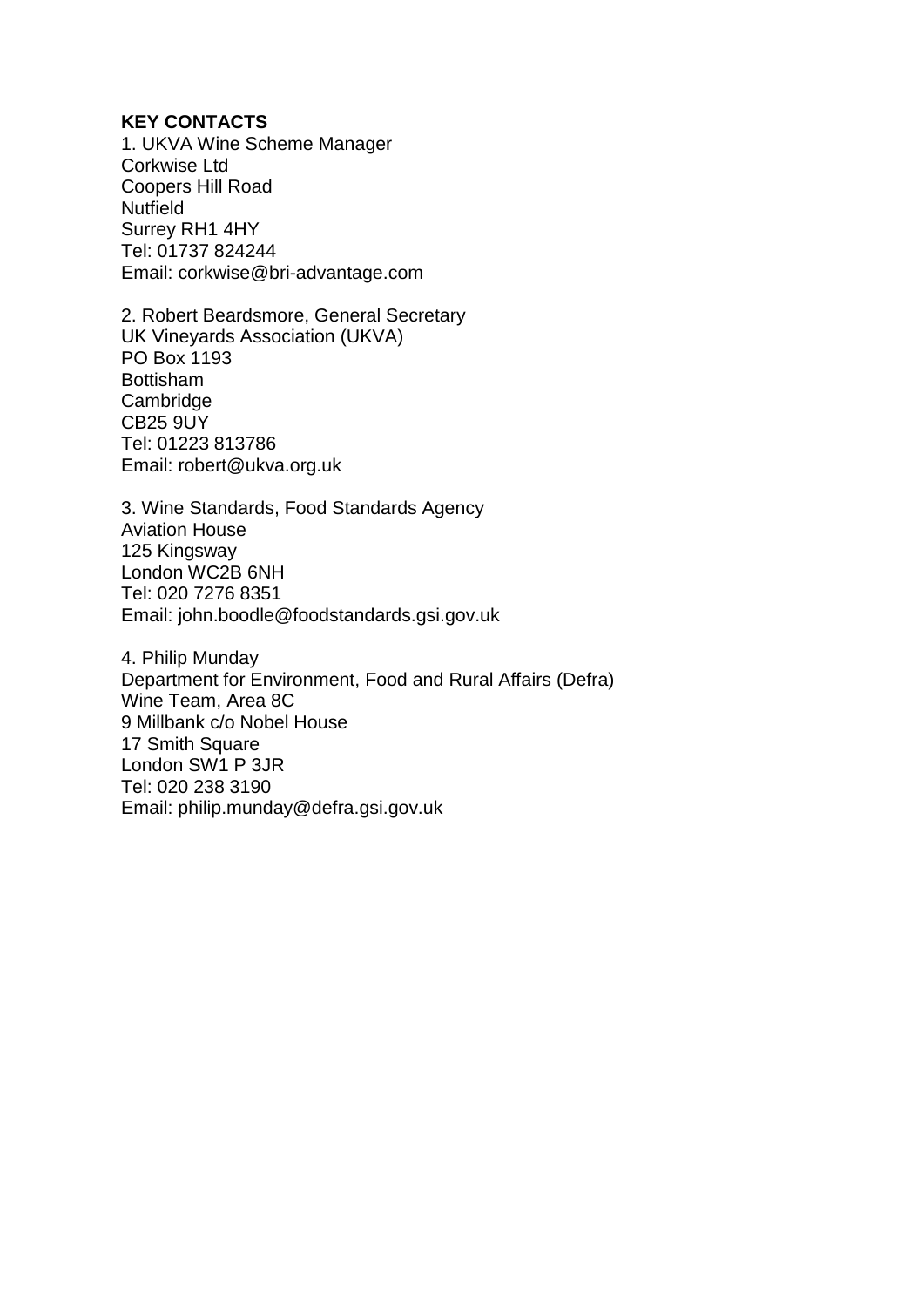**KEY CONTACTS**

1. UKVA Wine Scheme Manager
Corkwise Ltd
Coopers Hill Road
Nutfield
Surrey RH1 4HY
Tel: 01737 824244
Email: corkwise@bri-advantage.com

2. Robert Beardsmore, General Secretary
UK Vineyards Association (UKVA)
PO Box 1193
Bottisham
Cambridge
CB25 9UY
Tel: 01223 813786
Email: robert@ukva.org.uk

3. Wine Standards, Food Standards Agency
Aviation House
125 Kingsway
London WC2B 6NH
Tel: 020 7276 8351
Email: john.boodle@foodstandards.gsi.gov.uk

4. Philip Munday
Department for Environment, Food and Rural Affairs (Defra)
Wine Team, Area 8C
9 Millbank c/o Nobel House
17 Smith Square
London SW1 P 3JR
Tel: 020 238 3190
Email: philip.munday@defra.gsi.gov.uk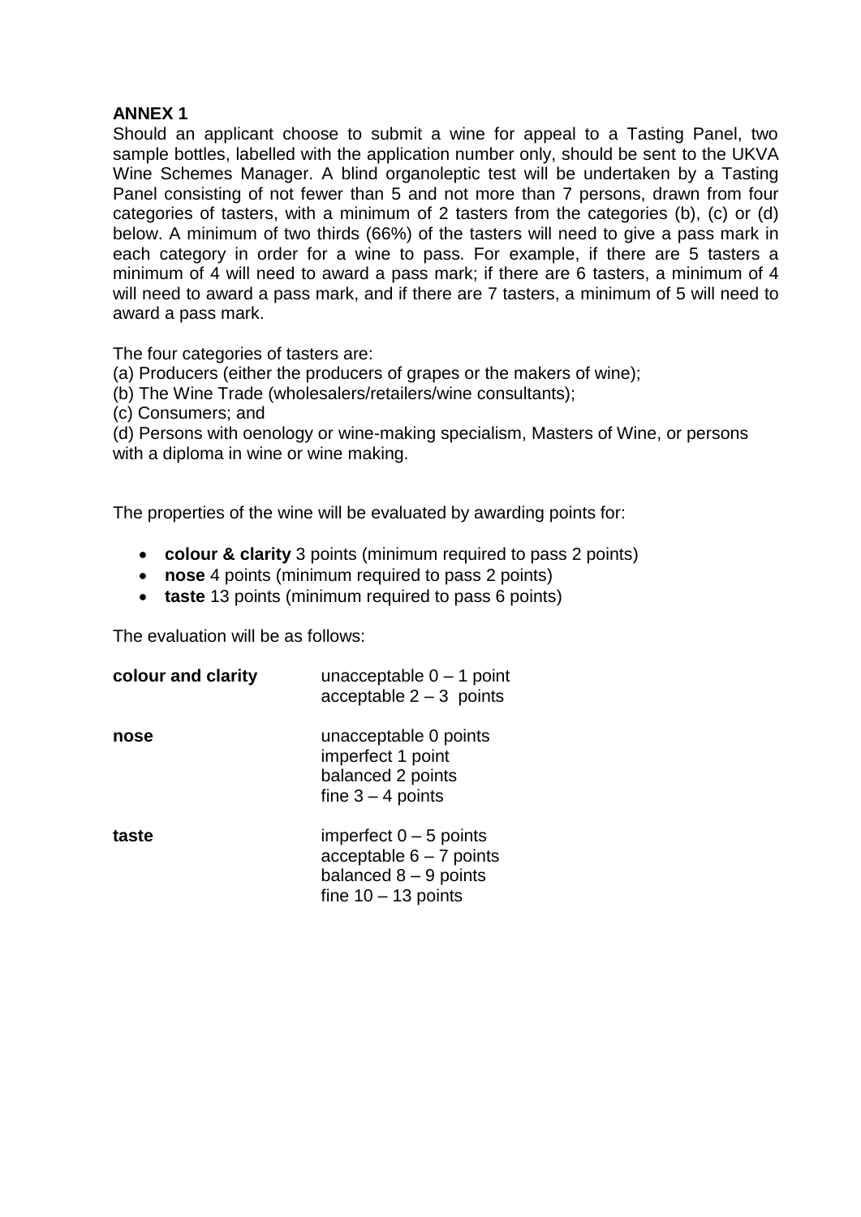**ANNEX 1**

Should an applicant choose to submit a wine for appeal to a Tasting Panel, two sample bottles, labelled with the application number only, should be sent to the UKVA Wine Schemes Manager. A blind organoleptic test will be undertaken by a Tasting Panel consisting of not fewer than 5 and not more than 7 persons, drawn from four categories of tasters, with a minimum of 2 tasters from the categories (b), (c) or (d) below. A minimum of two thirds (66%) of the tasters will need to give a pass mark in each category in order for a wine to pass. For example, if there are 5 tasters a minimum of 4 will need to award a pass mark; if there are 6 tasters, a minimum of 4 will need to award a pass mark, and if there are 7 tasters, a minimum of 5 will need to award a pass mark.

The four categories of tasters are:

(a) Producers (either the producers of grapes or the makers of wine);
(b) The Wine Trade (wholesalers/retailers/wine consultants);
(c) Consumers; and
(d) Persons with oenology or wine-making specialism, Masters of Wine, or persons with a diploma in wine or wine making.

The properties of the wine will be evaluated by awarding points for:

- **colour & clarity** 3 points (minimum required to pass 2 points)
- **nose** 4 points (minimum required to pass 2 points)
- **taste** 13 points (minimum required to pass 6 points)

The evaluation will be as follows:

| | |
|---|---|
| **colour and clarity** | unacceptable 0 – 1 point<br>acceptable 2 – 3 points |
| **nose** | unacceptable 0 points<br>imperfect 1 point<br>balanced 2 points<br>fine 3 – 4 points |
| **taste** | imperfect 0 – 5 points<br>acceptable 6 – 7 points<br>balanced 8 – 9 points<br>fine 10 – 13 points |